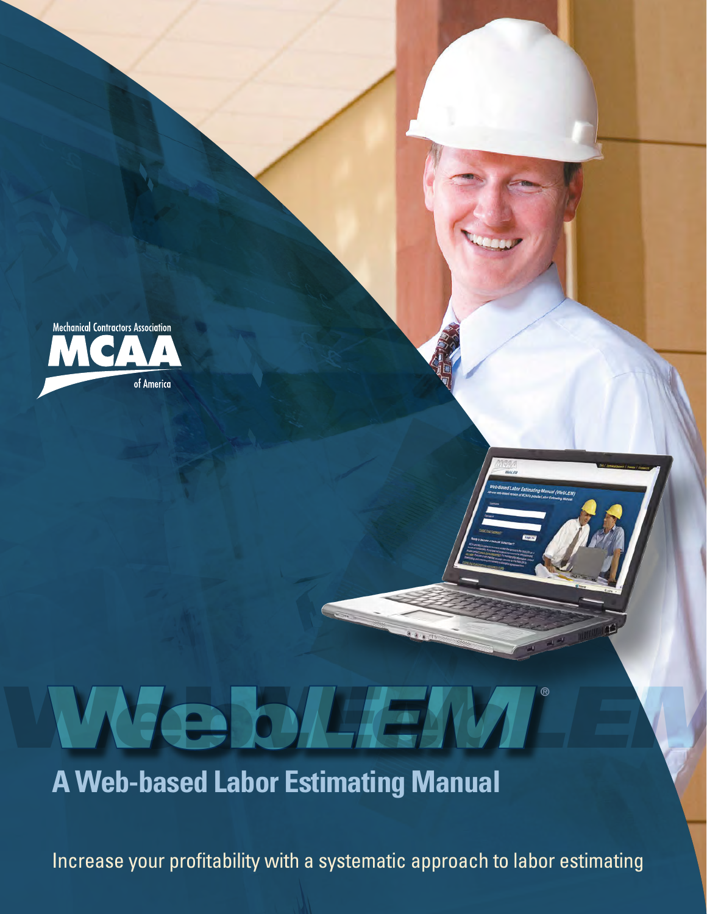Mechanical Contractors Association

MCAA

of America

# WebLEM®

## A Web-based Labor Estimating Manual

Increase your profitability with a systematic approach to labor estimating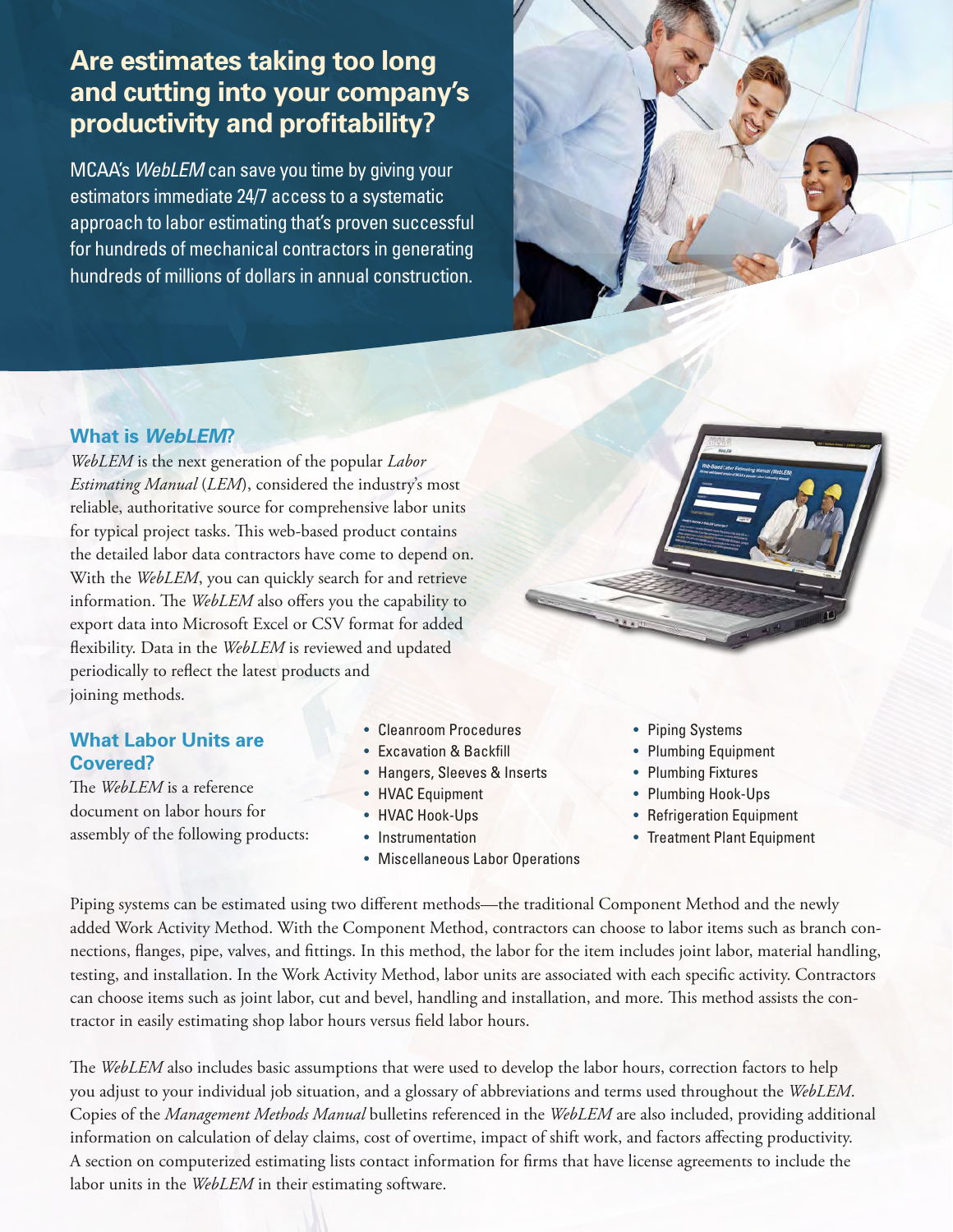# Are estimates taking too long and cutting into your company's productivity and profitability?

MCAA's *WebLEM* can save you time by giving your estimators immediate 24/7 access to a systematic approach to labor estimating that's proven successful for hundreds of mechanical contractors in generating hundreds of millions of dollars in annual construction.

## What is *WebLEM*?

*WebLEM* is the next generation of the popular *Labor Estimating Manual* (*LEM*), considered the industry's most reliable, authoritative source for comprehensive labor units for typical project tasks. This web-based product contains the detailed labor data contractors have come to depend on. With the *WebLEM*, you can quickly search for and retrieve information. The *WebLEM* also offers you the capability to export data into Microsoft Excel or CSV format for added flexibility. Data in the *WebLEM* is reviewed and updated periodically to reflect the latest products and joining methods.

## What Labor Units are Covered?

The *WebLEM* is a reference document on labor hours for assembly of the following products:

- Cleanroom Procedures
- Excavation & Backfill
- Hangers, Sleeves & Inserts
- HVAC Equipment
- HVAC Hook-Ups
- Instrumentation
- Miscellaneous Labor Operations
- Piping Systems
- Plumbing Equipment
- Plumbing Fixtures
- Plumbing Hook-Ups
- Refrigeration Equipment
- Treatment Plant Equipment

Piping systems can be estimated using two different methods—the traditional Component Method and the newly added Work Activity Method. With the Component Method, contractors can choose to labor items such as branch connections, flanges, pipe, valves, and fittings. In this method, the labor for the item includes joint labor, material handling, testing, and installation. In the Work Activity Method, labor units are associated with each specific activity. Contractors can choose items such as joint labor, cut and bevel, handling and installation, and more. This method assists the contractor in easily estimating shop labor hours versus field labor hours.

The *WebLEM* also includes basic assumptions that were used to develop the labor hours, correction factors to help you adjust to your individual job situation, and a glossary of abbreviations and terms used throughout the *WebLEM*. Copies of the *Management Methods Manual* bulletins referenced in the *WebLEM* are also included, providing additional information on calculation of delay claims, cost of overtime, impact of shift work, and factors affecting productivity. A section on computerized estimating lists contact information for firms that have license agreements to include the labor units in the *WebLEM* in their estimating software.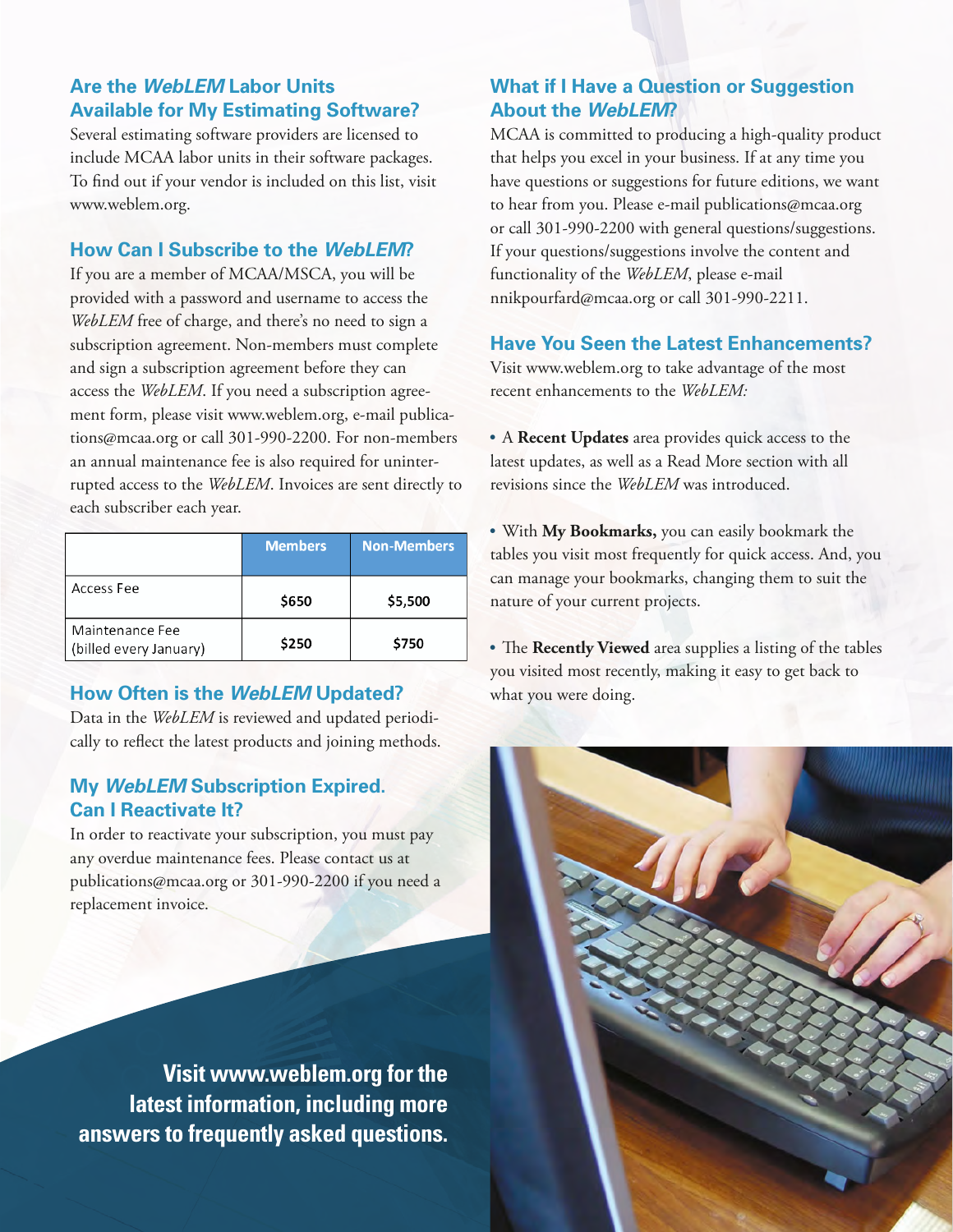## Are the *WebLEM* Labor Units Available for My Estimating Software?

Several estimating software providers are licensed to include MCAA labor units in their software packages. To find out if your vendor is included on this list, visit www.weblem.org.

## How Can I Subscribe to the *WebLEM*?

If you are a member of MCAA/MSCA, you will be provided with a password and username to access the *WebLEM* free of charge, and there's no need to sign a subscription agreement. Non-members must complete and sign a subscription agreement before they can access the *WebLEM*. If you need a subscription agreement form, please visit www.weblem.org, e-mail publications@mcaa.org or call 301-990-2200. For non-members an annual maintenance fee is also required for uninterrupted access to the *WebLEM*. Invoices are sent directly to each subscriber each year.

| | Members | Non-Members |
|---|---|---|
| Access Fee | $650 | $5,500 |
| Maintenance Fee (billed every January) | $250 | $750 |

## How Often is the *WebLEM* Updated?

Data in the *WebLEM* is reviewed and updated periodically to reflect the latest products and joining methods.

## My *WebLEM* Subscription Expired. Can I Reactivate It?

In order to reactivate your subscription, you must pay any overdue maintenance fees. Please contact us at publications@mcaa.org or 301-990-2200 if you need a replacement invoice.

**Visit www.weblem.org for the latest information, including more answers to frequently asked questions.**

## What if I Have a Question or Suggestion About the *WebLEM*?

MCAA is committed to producing a high-quality product that helps you excel in your business. If at any time you have questions or suggestions for future editions, we want to hear from you. Please e-mail publications@mcaa.org or call 301-990-2200 with general questions/suggestions. If your questions/suggestions involve the content and functionality of the *WebLEM*, please e-mail nnikpourfard@mcaa.org or call 301-990-2211.

## Have You Seen the Latest Enhancements?

Visit www.weblem.org to take advantage of the most recent enhancements to the *WebLEM:*

- A **Recent Updates** area provides quick access to the latest updates, as well as a Read More section with all revisions since the *WebLEM* was introduced.
- With **My Bookmarks,** you can easily bookmark the tables you visit most frequently for quick access. And, you can manage your bookmarks, changing them to suit the nature of your current projects.
- The **Recently Viewed** area supplies a listing of the tables you visited most recently, making it easy to get back to what you were doing.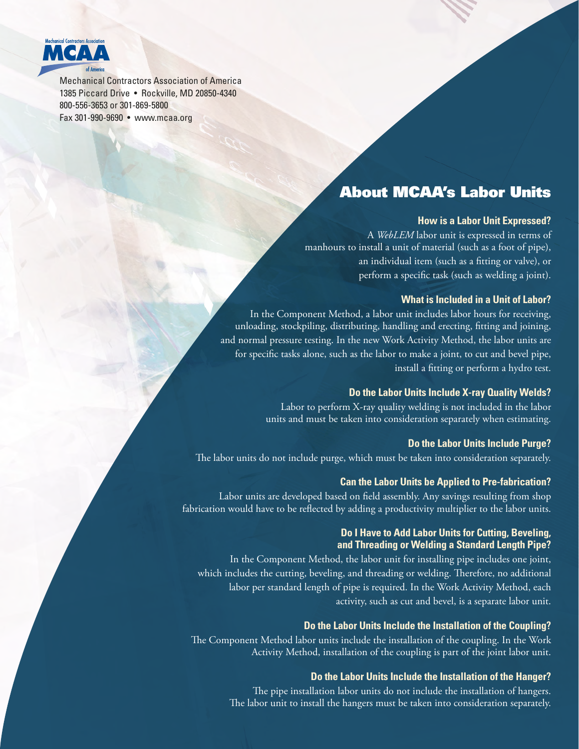Mechanical Contractors Association of America
1385 Piccard Drive • Rockville, MD 20850-4340
800-556-3653 or 301-869-5800
Fax 301-990-9690 • www.mcaa.org

# About MCAA's Labor Units

### How is a Labor Unit Expressed?

A *WebLEM* labor unit is expressed in terms of manhours to install a unit of material (such as a foot of pipe), an individual item (such as a fitting or valve), or perform a specific task (such as welding a joint).

### What is Included in a Unit of Labor?

In the Component Method, a labor unit includes labor hours for receiving, unloading, stockpiling, distributing, handling and erecting, fitting and joining, and normal pressure testing. In the new Work Activity Method, the labor units are for specific tasks alone, such as the labor to make a joint, to cut and bevel pipe, install a fitting or perform a hydro test.

### Do the Labor Units Include X-ray Quality Welds?

Labor to perform X-ray quality welding is not included in the labor units and must be taken into consideration separately when estimating.

### Do the Labor Units Include Purge?

The labor units do not include purge, which must be taken into consideration separately.

### Can the Labor Units be Applied to Pre-fabrication?

Labor units are developed based on field assembly. Any savings resulting from shop fabrication would have to be reflected by adding a productivity multiplier to the labor units.

### Do I Have to Add Labor Units for Cutting, Beveling, and Threading or Welding a Standard Length Pipe?

In the Component Method, the labor unit for installing pipe includes one joint, which includes the cutting, beveling, and threading or welding. Therefore, no additional labor per standard length of pipe is required. In the Work Activity Method, each activity, such as cut and bevel, is a separate labor unit.

### Do the Labor Units Include the Installation of the Coupling?

The Component Method labor units include the installation of the coupling. In the Work Activity Method, installation of the coupling is part of the joint labor unit.

### Do the Labor Units Include the Installation of the Hanger?

The pipe installation labor units do not include the installation of hangers. The labor unit to install the hangers must be taken into consideration separately.